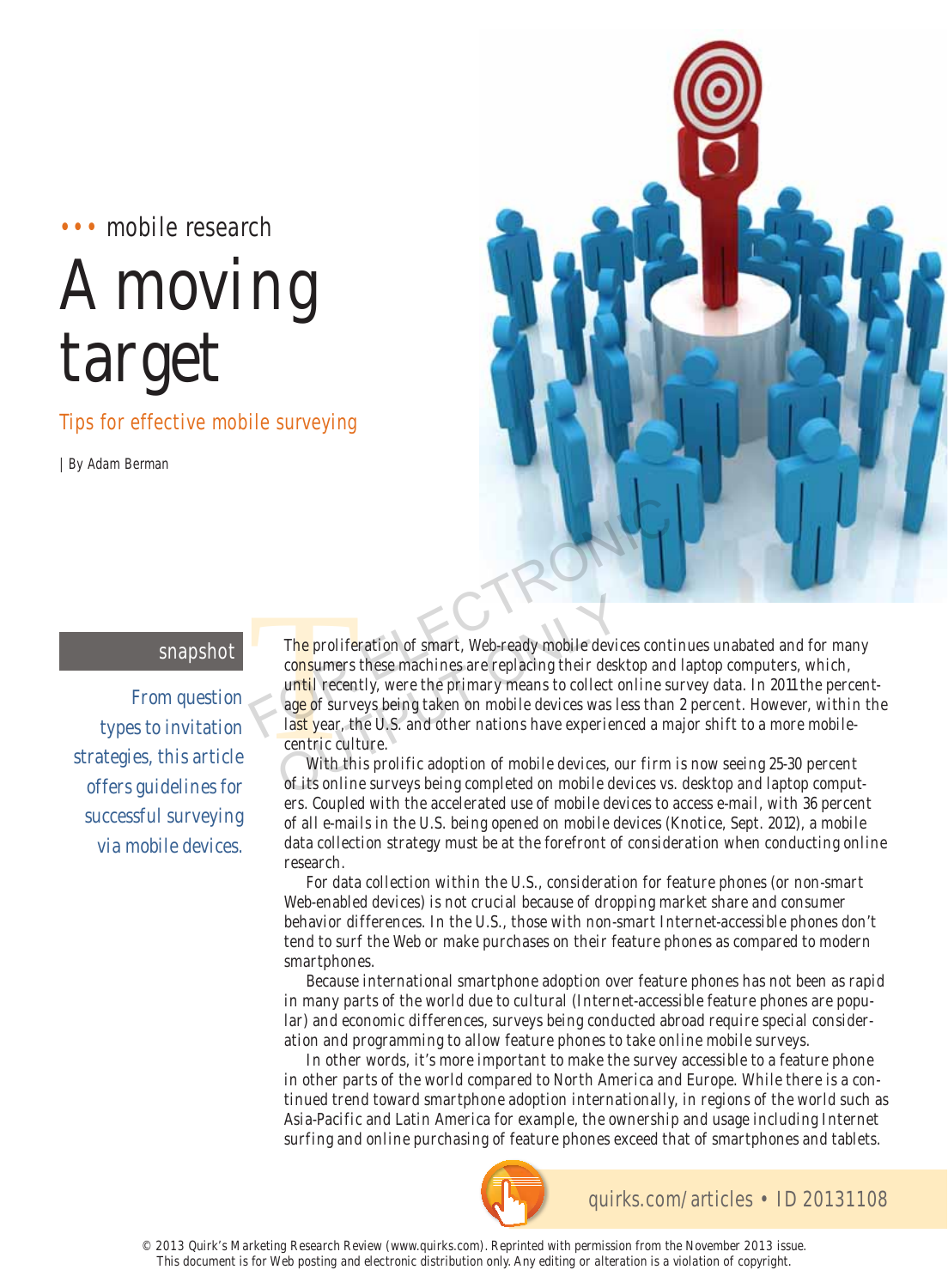••• mobile research

# A moving target

## Tips for effective mobile surveying

| By Adam Berman

**snapshot**

From question types to invitation strategies, this article offers guidelines for successful surveying via mobile devices.

The proliferation of smart, Web-ready mobile devices continues unabated and for many consumers these machines are replacing their desktop and laptop computers, which, until recently, were the primary means to collect online survey data. In 2011 the percentage of surveys being taken on mobile devices was less than 2 percent. However, within the last year, the U.S. and other nations have experienced a major shift to a more mobile-centric culture.

With this prolific adoption of mobile devices, our firm is now seeing 25-30 percent of its online surveys being completed on mobile devices vs. desktop and laptop computers. Coupled with the accelerated use of mobile devices to access e-mail, with 36 percent of all e-mails in the U.S. being opened on mobile devices (Knotice, Sept. 2012), a mobile data collection strategy must be at the forefront of consideration when conducting online research.

For data collection within the U.S., consideration for feature phones (or non-smart Web-enabled devices) is not crucial because of dropping market share and consumer behavior differences. In the U.S., those with non-smart Internet-accessible phones don't tend to surf the Web or make purchases on their feature phones as compared to modern smartphones.

Because international smartphone adoption over feature phones has not been as rapid in many parts of the world due to cultural (Internet-accessible feature phones are popular) and economic differences, surveys being conducted abroad require special consideration and programming to allow feature phones to take online mobile surveys.

In other words, it's more important to make the survey accessible to a feature phone in other parts of the world compared to North America and Europe. While there is a continued trend toward smartphone adoption internationally, in regions of the world such as Asia-Pacific and Latin America for example, the ownership and usage including Internet surfing and online purchasing of feature phones exceed that of smartphones and tablets.

quirks.com/articles • ID 20131108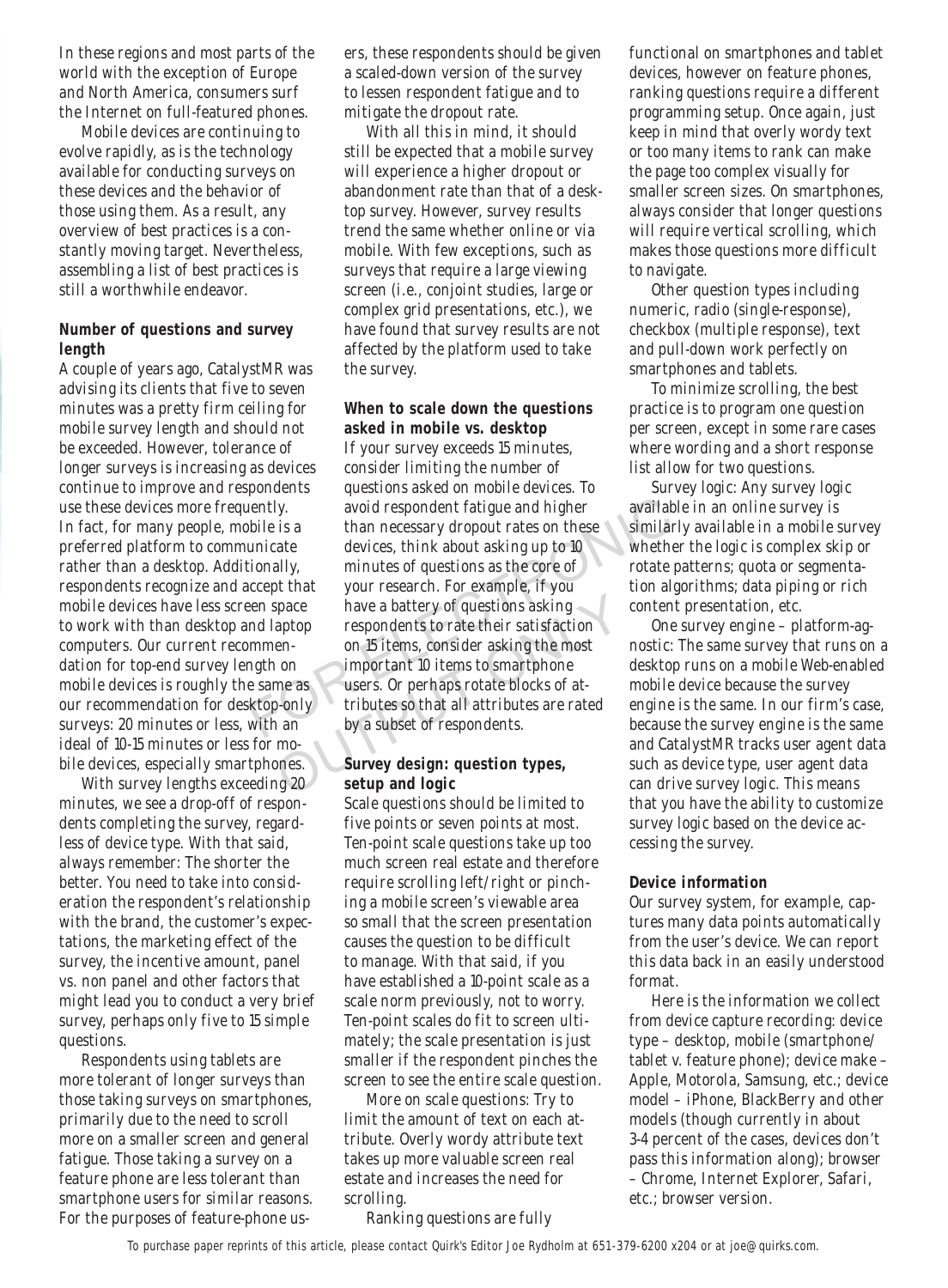In these regions and most parts of the world with the exception of Europe and North America, consumers surf the Internet on full-featured phones.

Mobile devices are continuing to evolve rapidly, as is the technology available for conducting surveys on these devices and the behavior of those using them. As a result, any overview of best practices is a constantly moving target. Nevertheless, assembling a list of best practices is still a worthwhile endeavor.

**Number of questions and survey length**

A couple of years ago, CatalystMR was advising its clients that five to seven minutes was a pretty firm ceiling for mobile survey length and should not be exceeded. However, tolerance of longer surveys is increasing as devices continue to improve and respondents use these devices more frequently. In fact, for many people, mobile is a preferred platform to communicate rather than a desktop. Additionally, respondents recognize and accept that mobile devices have less screen space to work with than desktop and laptop computers. Our current recommendation for top-end survey length on mobile devices is roughly the same as our recommendation for desktop-only surveys: 20 minutes or less, with an ideal of 10-15 minutes or less for mobile devices, especially smartphones.

With survey lengths exceeding 20 minutes, we see a drop-off of respondents completing the survey, regardless of device type. With that said, always remember: The shorter the better. You need to take into consideration the respondent's relationship with the brand, the customer's expectations, the marketing effect of the survey, the incentive amount, panel vs. non panel and other factors that might lead you to conduct a very brief survey, perhaps only five to 15 simple questions.

Respondents using tablets are more tolerant of longer surveys than those taking surveys on smartphones, primarily due to the need to scroll more on a smaller screen and general fatigue. Those taking a survey on a feature phone are less tolerant than smartphone users for similar reasons. For the purposes of feature-phone users, these respondents should be given a scaled-down version of the survey to lessen respondent fatigue and to mitigate the dropout rate.

With all this in mind, it should still be expected that a mobile survey will experience a higher dropout or abandonment rate than that of a desktop survey. However, survey results trend the same whether online or via mobile. With few exceptions, such as surveys that require a large viewing screen (i.e., conjoint studies, large or complex grid presentations, etc.), we have found that survey results are not affected by the platform used to take the survey.

**When to scale down the questions asked in mobile vs. desktop**

If your survey exceeds 15 minutes, consider limiting the number of questions asked on mobile devices. To avoid respondent fatigue and higher than necessary dropout rates on these devices, think about asking up to 10 minutes of questions as the core of your research. For example, if you have a battery of questions asking respondents to rate their satisfaction on 15 items, consider asking the most important 10 items to smartphone users. Or perhaps rotate blocks of attributes so that all attributes are rated by a subset of respondents.

**Survey design: question types, setup and logic**

Scale questions should be limited to five points or seven points at most. Ten-point scale questions take up too much screen real estate and therefore require scrolling left/right or pinching a mobile screen's viewable area so small that the screen presentation causes the question to be difficult to manage. With that said, if you have established a 10-point scale as a scale norm previously, not to worry. Ten-point scales do fit to screen ultimately; the scale presentation is just smaller if the respondent pinches the screen to see the entire scale question.

More on scale questions: Try to limit the amount of text on each attribute. Overly wordy attribute text takes up more valuable screen real estate and increases the need for scrolling.

Ranking questions are fully functional on smartphones and tablet devices, however on feature phones, ranking questions require a different programming setup. Once again, just keep in mind that overly wordy text or too many items to rank can make the page too complex visually for smaller screen sizes. On smartphones, always consider that longer questions will require vertical scrolling, which makes those questions more difficult to navigate.

Other question types including numeric, radio (single-response), checkbox (multiple response), text and pull-down work perfectly on smartphones and tablets.

To minimize scrolling, the best practice is to program one question per screen, except in some rare cases where wording and a short response list allow for two questions.

Survey logic: Any survey logic available in an online survey is similarly available in a mobile survey whether the logic is complex skip or rotate patterns; quota or segmentation algorithms; data piping or rich content presentation, etc.

One survey engine – platform-agnostic: The same survey that runs on a desktop runs on a mobile Web-enabled mobile device because the survey engine is the same. In our firm's case, because the survey engine is the same and CatalystMR tracks user agent data such as device type, user agent data can drive survey logic. This means that you have the ability to customize survey logic based on the device accessing the survey.

**Device information**

Our survey system, for example, captures many data points automatically from the user's device. We can report this data back in an easily understood format.

Here is the information we collect from device capture recording: device type – desktop, mobile (smartphone/tablet v. feature phone); device make – Apple, Motorola, Samsung, etc.; device model – iPhone, BlackBerry and other models (though currently in about 3-4 percent of the cases, devices don't pass this information along); browser – Chrome, Internet Explorer, Safari, etc.; browser version.

To purchase paper reprints of this article, please contact Quirk's Editor Joe Rydholm at 651-379-6200 x204 or at joe@quirks.com.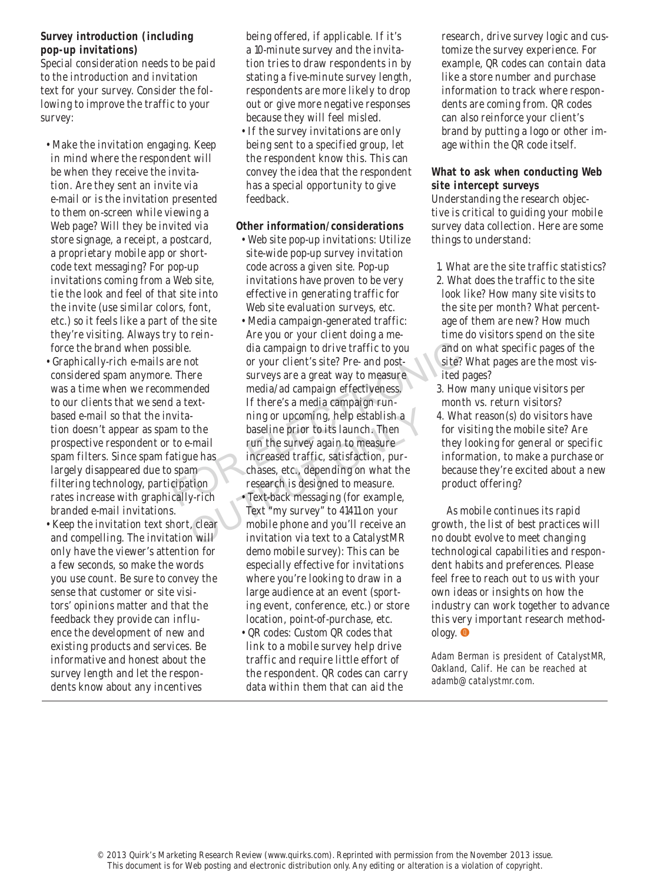**Survey introduction (including pop-up invitations)**

Special consideration needs to be paid to the introduction and invitation text for your survey. Consider the following to improve the traffic to your survey:

- Make the invitation engaging. Keep in mind where the respondent will be when they receive the invitation. Are they sent an invite via e-mail or is the invitation presented to them on-screen while viewing a Web page? Will they be invited via store signage, a receipt, a postcard, a proprietary mobile app or short-code text messaging? For pop-up invitations coming from a Web site, tie the look and feel of that site into the invite (use similar colors, font, etc.) so it feels like a part of the site they're visiting. Always try to reinforce the brand when possible.
- Graphically-rich e-mails are not considered spam anymore. There was a time when we recommended to our clients that we send a text-based e-mail so that the invitation doesn't appear as spam to the prospective respondent or to e-mail spam filters. Since spam fatigue has largely disappeared due to spam filtering technology, participation rates increase with graphically-rich branded e-mail invitations.
- Keep the invitation text short, clear and compelling. The invitation will only have the viewer's attention for a few seconds, so make the words you use count. Be sure to convey the sense that customer or site visitors' opinions matter and that the feedback they provide can influence the development of new and existing products and services. Be informative and honest about the survey length and let the respondents know about any incentives being offered, if applicable. If it's a 10-minute survey and the invitation tries to draw respondents in by stating a five-minute survey length, respondents are more likely to drop out or give more negative responses because they will feel misled.
- If the survey invitations are only being sent to a specified group, let the respondent know this. This can convey the idea that the respondent has a special opportunity to give feedback.

**Other information/considerations**

- Web site pop-up invitations: Utilize site-wide pop-up survey invitation code across a given site. Pop-up invitations have proven to be very effective in generating traffic for Web site evaluation surveys, etc.
- Media campaign-generated traffic: Are you or your client doing a media campaign to drive traffic to you or your client's site? Pre- and post-surveys are a great way to measure media/ad campaign effectiveness. If there's a media campaign running or upcoming, help establish a baseline prior to its launch. Then run the survey again to measure increased traffic, satisfaction, purchases, etc., depending on what the research is designed to measure.
- Text-back messaging (for example, Text "my survey" to 41411 on your mobile phone and you'll receive an invitation via text to a CatalystMR demo mobile survey): This can be especially effective for invitations where you're looking to draw in a large audience at an event (sporting event, conference, etc.) or store location, point-of-purchase, etc.
- QR codes: Custom QR codes that link to a mobile survey help drive traffic and require little effort of the respondent. QR codes can carry data within them that can aid the research, drive survey logic and customize the survey experience. For example, QR codes can contain data like a store number and purchase information to track where respondents are coming from. QR codes can also reinforce your client's brand by putting a logo or other image within the QR code itself.

**What to ask when conducting Web site intercept surveys**

Understanding the research objective is critical to guiding your mobile survey data collection. Here are some things to understand:

1. What are the site traffic statistics?
2. What does the traffic to the site look like? How many site visits to the site per month? What percentage of them are new? How much time do visitors spend on the site and on what specific pages of the site? What pages are the most visited pages?
3. How many unique visitors per month vs. return visitors?
4. What reason(s) do visitors have for visiting the mobile site? Are they looking for general or specific information, to make a purchase or because they're excited about a new product offering?

As mobile continues its rapid growth, the list of best practices will no doubt evolve to meet changing technological capabilities and respondent habits and preferences. Please feel free to reach out to us with your own ideas or insights on how the industry can work together to advance this very important research methodology.

*Adam Berman is president of CatalystMR, Oakland, Calif. He can be reached at adamb@catalystmr.com.*

© 2013 Quirk's Marketing Research Review (www.quirks.com). Reprinted with permission from the November 2013 issue.
This document is for Web posting and electronic distribution only. Any editing or alteration is a violation of copyright.